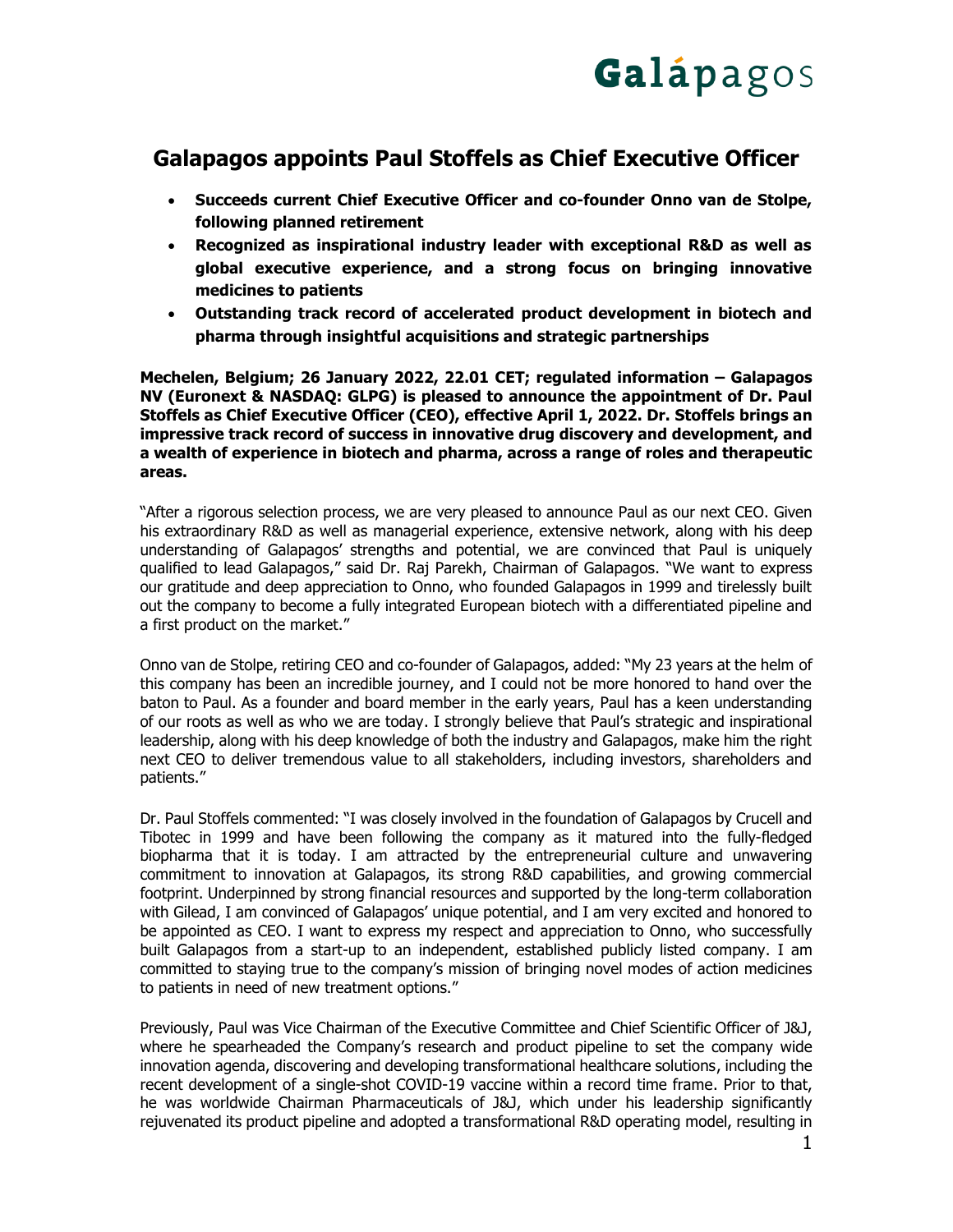# Galapagos appoints Paul Stoffels as Chief Executive Officer

- **Succeeds current Chief Executive Officer and co-founder Onno van de Stolpe, following planned retirement**
- **Recognized as inspirational industry leader with exceptional R&D as well as global executive experience, and a strong focus on bringing innovative medicines to patients**
- **Outstanding track record of accelerated product development in biotech and pharma through insightful acquisitions and strategic partnerships**

**Mechelen, Belgium; 26 January 2022, 22.01 CET; regulated information – Galapagos NV (Euronext & NASDAQ: GLPG) is pleased to announce the appointment of Dr. Paul Stoffels as Chief Executive Officer (CEO), effective April 1, 2022. Dr. Stoffels brings an impressive track record of success in innovative drug discovery and development, and a wealth of experience in biotech and pharma, across a range of roles and therapeutic areas.**

"After a rigorous selection process, we are very pleased to announce Paul as our next CEO. Given his extraordinary R&D as well as managerial experience, extensive network, along with his deep understanding of Galapagos' strengths and potential, we are convinced that Paul is uniquely qualified to lead Galapagos," said Dr. Raj Parekh, Chairman of Galapagos. "We want to express our gratitude and deep appreciation to Onno, who founded Galapagos in 1999 and tirelessly built out the company to become a fully integrated European biotech with a differentiated pipeline and a first product on the market."

Onno van de Stolpe, retiring CEO and co-founder of Galapagos, added: "My 23 years at the helm of this company has been an incredible journey, and I could not be more honored to hand over the baton to Paul. As a founder and board member in the early years, Paul has a keen understanding of our roots as well as who we are today. I strongly believe that Paul's strategic and inspirational leadership, along with his deep knowledge of both the industry and Galapagos, make him the right next CEO to deliver tremendous value to all stakeholders, including investors, shareholders and patients."

Dr. Paul Stoffels commented: "I was closely involved in the foundation of Galapagos by Crucell and Tibotec in 1999 and have been following the company as it matured into the fully-fledged biopharma that it is today. I am attracted by the entrepreneurial culture and unwavering commitment to innovation at Galapagos, its strong R&D capabilities, and growing commercial footprint. Underpinned by strong financial resources and supported by the long-term collaboration with Gilead, I am convinced of Galapagos' unique potential, and I am very excited and honored to be appointed as CEO. I want to express my respect and appreciation to Onno, who successfully built Galapagos from a start-up to an independent, established publicly listed company. I am committed to staying true to the company's mission of bringing novel modes of action medicines to patients in need of new treatment options."

Previously, Paul was Vice Chairman of the Executive Committee and Chief Scientific Officer of J&J, where he spearheaded the Company's research and product pipeline to set the company wide innovation agenda, discovering and developing transformational healthcare solutions, including the recent development of a single-shot COVID-19 vaccine within a record time frame. Prior to that, he was worldwide Chairman Pharmaceuticals of J&J, which under his leadership significantly rejuvenated its product pipeline and adopted a transformational R&D operating model, resulting in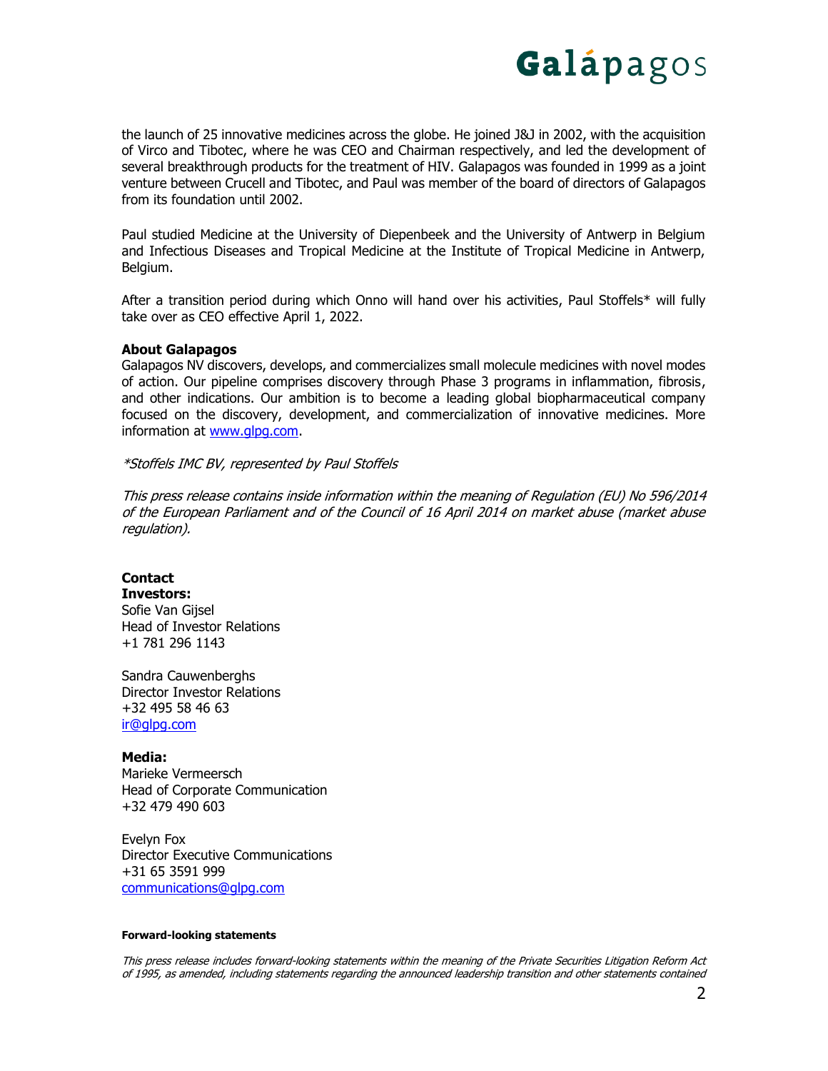the launch of 25 innovative medicines across the globe. He joined J&J in 2002, with the acquisition of Virco and Tibotec, where he was CEO and Chairman respectively, and led the development of several breakthrough products for the treatment of HIV. Galapagos was founded in 1999 as a joint venture between Crucell and Tibotec, and Paul was member of the board of directors of Galapagos from its foundation until 2002.

Paul studied Medicine at the University of Diepenbeek and the University of Antwerp in Belgium and Infectious Diseases and Tropical Medicine at the Institute of Tropical Medicine in Antwerp, Belgium.

After a transition period during which Onno will hand over his activities, Paul Stoffels* will fully take over as CEO effective April 1, 2022.

**About Galapagos**

Galapagos NV discovers, develops, and commercializes small molecule medicines with novel modes of action. Our pipeline comprises discovery through Phase 3 programs in inflammation, fibrosis, and other indications. Our ambition is to become a leading global biopharmaceutical company focused on the discovery, development, and commercialization of innovative medicines. More information at [www.glpg.com](www.glpg.com).

*\*Stoffels IMC BV, represented by Paul Stoffels*

*This press release contains inside information within the meaning of Regulation (EU) No 596/2014 of the European Parliament and of the Council of 16 April 2014 on market abuse (market abuse regulation).*

**Contact**

**Investors:**

Sofie Van Gijsel
Head of Investor Relations
+1 781 296 1143

Sandra Cauwenberghs
Director Investor Relations
+32 495 58 46 63
[ir@glpg.com](mailto:ir@glpg.com)

**Media:**

Marieke Vermeersch
Head of Corporate Communication
+32 479 490 603

Evelyn Fox
Director Executive Communications
+31 65 3591 999
[communications@glpg.com](mailto:communications@glpg.com)

**Forward-looking statements**

*This press release includes forward-looking statements within the meaning of the Private Securities Litigation Reform Act of 1995, as amended, including statements regarding the announced leadership transition and other statements contained*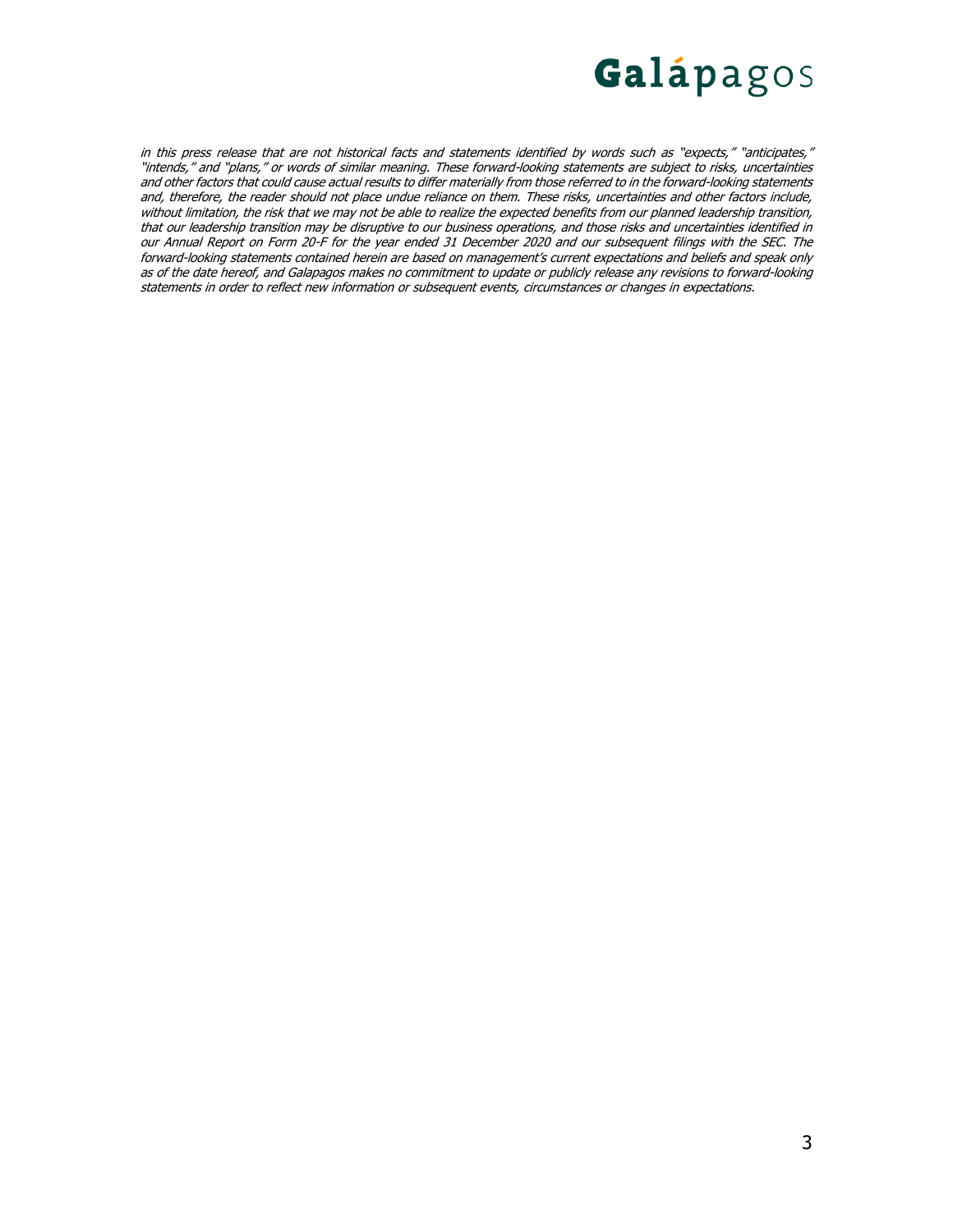*in this press release that are not historical facts and statements identified by words such as "expects," "anticipates," "intends," and "plans," or words of similar meaning. These forward-looking statements are subject to risks, uncertainties and other factors that could cause actual results to differ materially from those referred to in the forward-looking statements and, therefore, the reader should not place undue reliance on them. These risks, uncertainties and other factors include, without limitation, the risk that we may not be able to realize the expected benefits from our planned leadership transition, that our leadership transition may be disruptive to our business operations, and those risks and uncertainties identified in our Annual Report on Form 20-F for the year ended 31 December 2020 and our subsequent filings with the SEC. The forward-looking statements contained herein are based on management's current expectations and beliefs and speak only as of the date hereof, and Galapagos makes no commitment to update or publicly release any revisions to forward-looking statements in order to reflect new information or subsequent events, circumstances or changes in expectations.*